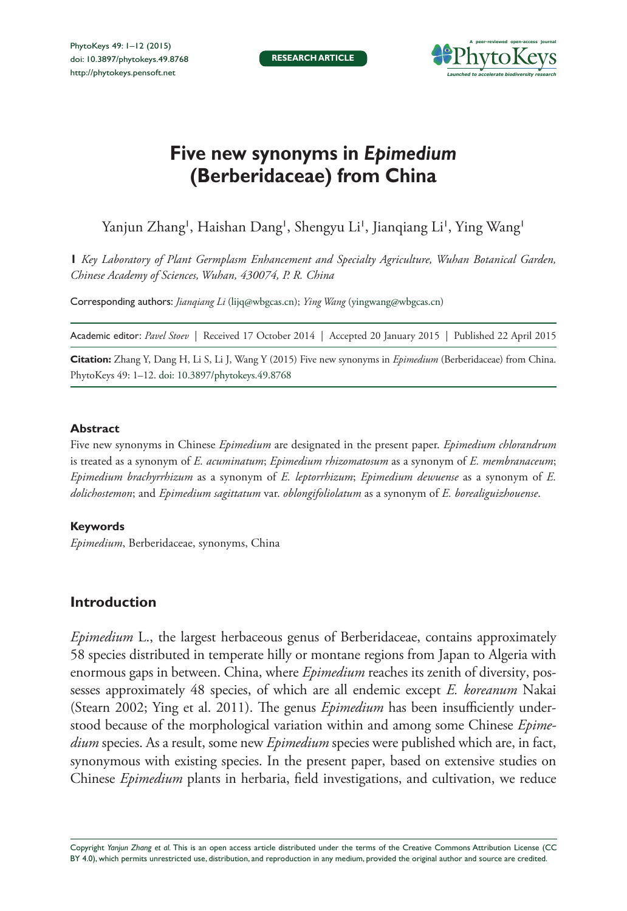RESEARCH ARTICLE

# Five new synonyms in *Epimedium* (Berberidaceae) from China

Yanjun Zhang[1], Haishan Dang[1], Shengyu Li[1], Jianqiang Li[1], Ying Wang[1]

**1** *Key Laboratory of Plant Germplasm Enhancement and Specialty Agriculture, Wuhan Botanical Garden, Chinese Academy of Sciences, Wuhan, 430074, P. R. China*

Corresponding authors: *Jianqiang Li* (lijq@wbgcas.cn); *Ying Wang* (yingwang@wbgcas.cn)

Academic editor: *Pavel Stoev* | Received 17 October 2014 | Accepted 20 January 2015 | Published 22 April 2015

**Citation:** Zhang Y, Dang H, Li S, Li J, Wang Y (2015) Five new synonyms in *Epimedium* (Berberidaceae) from China. PhytoKeys 49: 1–12. doi: 10.3897/phytokeys.49.8768

## Abstract

Five new synonyms in Chinese *Epimedium* are designated in the present paper. *Epimedium chlorandrum* is treated as a synonym of *E. acuminatum*; *Epimedium rhizomatosum* as a synonym of *E. membranaceum*; *Epimedium brachyrrhizum* as a synonym of *E. leptorrhizum*; *Epimedium dewuense* as a synonym of *E. dolichostemon*; and *Epimedium sagittatum* var. *oblongifoliolatum* as a synonym of *E. borealiguizhouense*.

## Keywords

*Epimedium*, Berberidaceae, synonyms, China

## Introduction

*Epimedium* L., the largest herbaceous genus of Berberidaceae, contains approximately 58 species distributed in temperate hilly or montane regions from Japan to Algeria with enormous gaps in between. China, where *Epimedium* reaches its zenith of diversity, possesses approximately 48 species, of which are all endemic except *E. koreanum* Nakai (Stearn 2002; Ying et al. 2011). The genus *Epimedium* has been insufficiently understood because of the morphological variation within and among some Chinese *Epimedium* species. As a result, some new *Epimedium* species were published which are, in fact, synonymous with existing species. In the present paper, based on extensive studies on Chinese *Epimedium* plants in herbaria, field investigations, and cultivation, we reduce

Copyright *Yanjun Zhang et al.* This is an open access article distributed under the terms of the Creative Commons Attribution License (CC BY 4.0), which permits unrestricted use, distribution, and reproduction in any medium, provided the original author and source are credited.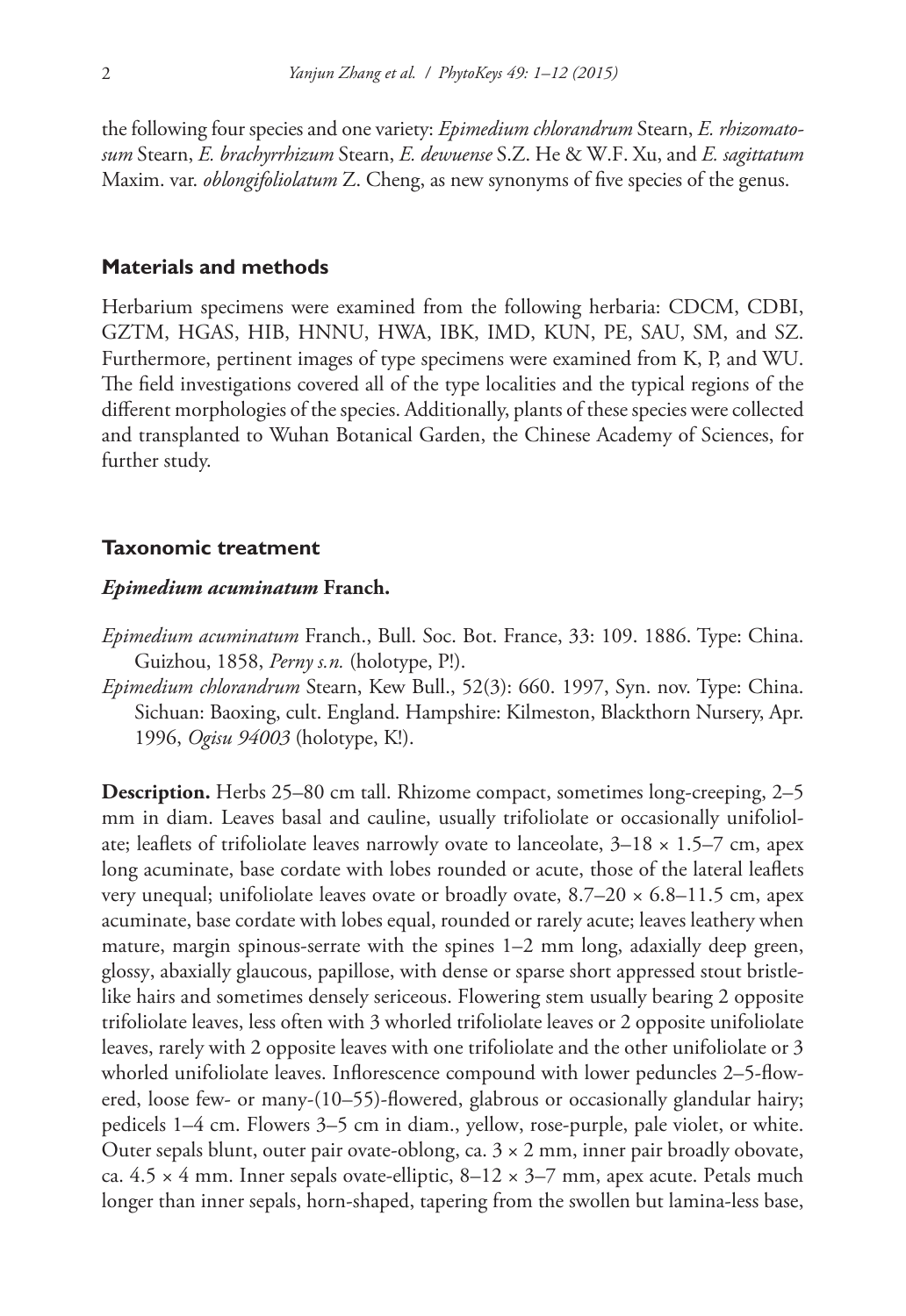the following four species and one variety: *Epimedium chlorandrum* Stearn, *E. rhizomatosum* Stearn, *E. brachyrrhizum* Stearn, *E. dewuense* S.Z. He & W.F. Xu, and *E. sagittatum* Maxim. var. *oblongifoliolatum* Z. Cheng, as new synonyms of five species of the genus.

## Materials and methods

Herbarium specimens were examined from the following herbaria: CDCM, CDBI, GZTM, HGAS, HIB, HNNU, HWA, IBK, IMD, KUN, PE, SAU, SM, and SZ. Furthermore, pertinent images of type specimens were examined from K, P, and WU. The field investigations covered all of the type localities and the typical regions of the different morphologies of the species. Additionally, plants of these species were collected and transplanted to Wuhan Botanical Garden, the Chinese Academy of Sciences, for further study.

## Taxonomic treatment

### *Epimedium acuminatum* Franch.

*Epimedium acuminatum* Franch., Bull. Soc. Bot. France, 33: 109. 1886. Type: China. Guizhou, 1858, *Perny s.n.* (holotype, P!).

*Epimedium chlorandrum* Stearn, Kew Bull., 52(3): 660. 1997, Syn. nov. Type: China. Sichuan: Baoxing, cult. England. Hampshire: Kilmeston, Blackthorn Nursery, Apr. 1996, *Ogisu 94003* (holotype, K!).

**Description.** Herbs 25–80 cm tall. Rhizome compact, sometimes long-creeping, 2–5 mm in diam. Leaves basal and cauline, usually trifoliolate or occasionally unifoliolate; leaflets of trifoliolate leaves narrowly ovate to lanceolate, 3–18 × 1.5–7 cm, apex long acuminate, base cordate with lobes rounded or acute, those of the lateral leaflets very unequal; unifoliolate leaves ovate or broadly ovate, 8.7–20 × 6.8–11.5 cm, apex acuminate, base cordate with lobes equal, rounded or rarely acute; leaves leathery when mature, margin spinous-serrate with the spines 1–2 mm long, adaxially deep green, glossy, abaxially glaucous, papillose, with dense or sparse short appressed stout bristle-like hairs and sometimes densely sericeous. Flowering stem usually bearing 2 opposite trifoliolate leaves, less often with 3 whorled trifoliolate leaves or 2 opposite unifoliolate leaves, rarely with 2 opposite leaves with one trifoliolate and the other unifoliolate or 3 whorled unifoliolate leaves. Inflorescence compound with lower peduncles 2–5-flowered, loose few- or many-(10–55)-flowered, glabrous or occasionally glandular hairy; pedicels 1–4 cm. Flowers 3–5 cm in diam., yellow, rose-purple, pale violet, or white. Outer sepals blunt, outer pair ovate-oblong, ca. 3 × 2 mm, inner pair broadly obovate, ca. 4.5 × 4 mm. Inner sepals ovate-elliptic, 8–12 × 3–7 mm, apex acute. Petals much longer than inner sepals, horn-shaped, tapering from the swollen but lamina-less base,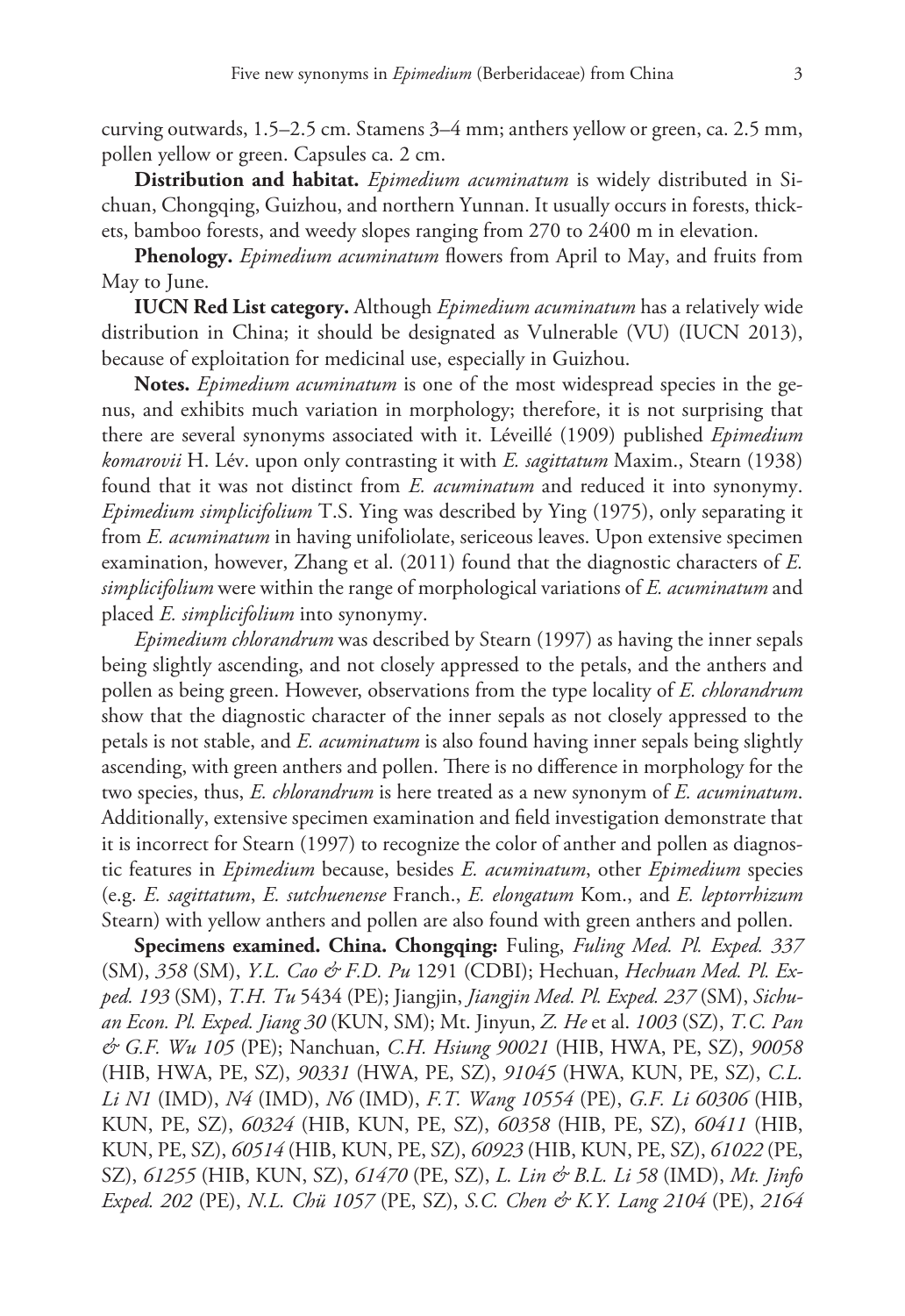curving outwards, 1.5–2.5 cm. Stamens 3–4 mm; anthers yellow or green, ca. 2.5 mm, pollen yellow or green. Capsules ca. 2 cm.

**Distribution and habitat.** *Epimedium acuminatum* is widely distributed in Sichuan, Chongqing, Guizhou, and northern Yunnan. It usually occurs in forests, thickets, bamboo forests, and weedy slopes ranging from 270 to 2400 m in elevation.

**Phenology.** *Epimedium acuminatum* flowers from April to May, and fruits from May to June.

**IUCN Red List category.** Although *Epimedium acuminatum* has a relatively wide distribution in China; it should be designated as Vulnerable (VU) (IUCN 2013), because of exploitation for medicinal use, especially in Guizhou.

**Notes.** *Epimedium acuminatum* is one of the most widespread species in the genus, and exhibits much variation in morphology; therefore, it is not surprising that there are several synonyms associated with it. Léveillé (1909) published *Epimedium komarovii* H. Lév. upon only contrasting it with *E. sagittatum* Maxim., Stearn (1938) found that it was not distinct from *E. acuminatum* and reduced it into synonymy. *Epimedium simplicifolium* T.S. Ying was described by Ying (1975), only separating it from *E. acuminatum* in having unifoliolate, sericeous leaves. Upon extensive specimen examination, however, Zhang et al. (2011) found that the diagnostic characters of *E. simplicifolium* were within the range of morphological variations of *E. acuminatum* and placed *E. simplicifolium* into synonymy.

*Epimedium chlorandrum* was described by Stearn (1997) as having the inner sepals being slightly ascending, and not closely appressed to the petals, and the anthers and pollen as being green. However, observations from the type locality of *E. chlorandrum* show that the diagnostic character of the inner sepals as not closely appressed to the petals is not stable, and *E. acuminatum* is also found having inner sepals being slightly ascending, with green anthers and pollen. There is no difference in morphology for the two species, thus, *E. chlorandrum* is here treated as a new synonym of *E. acuminatum*. Additionally, extensive specimen examination and field investigation demonstrate that it is incorrect for Stearn (1997) to recognize the color of anther and pollen as diagnostic features in *Epimedium* because, besides *E. acuminatum*, other *Epimedium* species (e.g. *E. sagittatum*, *E. sutchuenense* Franch., *E. elongatum* Kom., and *E. leptorrhizum* Stearn) with yellow anthers and pollen are also found with green anthers and pollen.

**Specimens examined. China. Chongqing:** Fuling, *Fuling Med. Pl. Exped. 337* (SM), *358* (SM), *Y.L. Cao & F.D. Pu* 1291 (CDBI); Hechuan, *Hechuan Med. Pl. Exped. 193* (SM), *T.H. Tu* 5434 (PE); Jiangjin, *Jiangjin Med. Pl. Exped. 237* (SM), *Sichuan Econ. Pl. Exped. Jiang 30* (KUN, SM); Mt. Jinyun, *Z. He* et al. *1003* (SZ), *T.C. Pan & G.F. Wu 105* (PE); Nanchuan, *C.H. Hsiung 90021* (HIB, HWA, PE, SZ), *90058* (HIB, HWA, PE, SZ), *90331* (HWA, PE, SZ), *91045* (HWA, KUN, PE, SZ), *C.L. Li N1* (IMD), *N4* (IMD), *N6* (IMD), *F.T. Wang 10554* (PE), *G.F. Li 60306* (HIB, KUN, PE, SZ), *60324* (HIB, KUN, PE, SZ), *60358* (HIB, PE, SZ), *60411* (HIB, KUN, PE, SZ), *60514* (HIB, KUN, PE, SZ), *60923* (HIB, KUN, PE, SZ), *61022* (PE, SZ), *61255* (HIB, KUN, SZ), *61470* (PE, SZ), *L. Lin & B.L. Li 58* (IMD), *Mt. Jinfo Exped. 202* (PE), *N.L. Chü 1057* (PE, SZ), *S.C. Chen & K.Y. Lang 2104* (PE), *2164*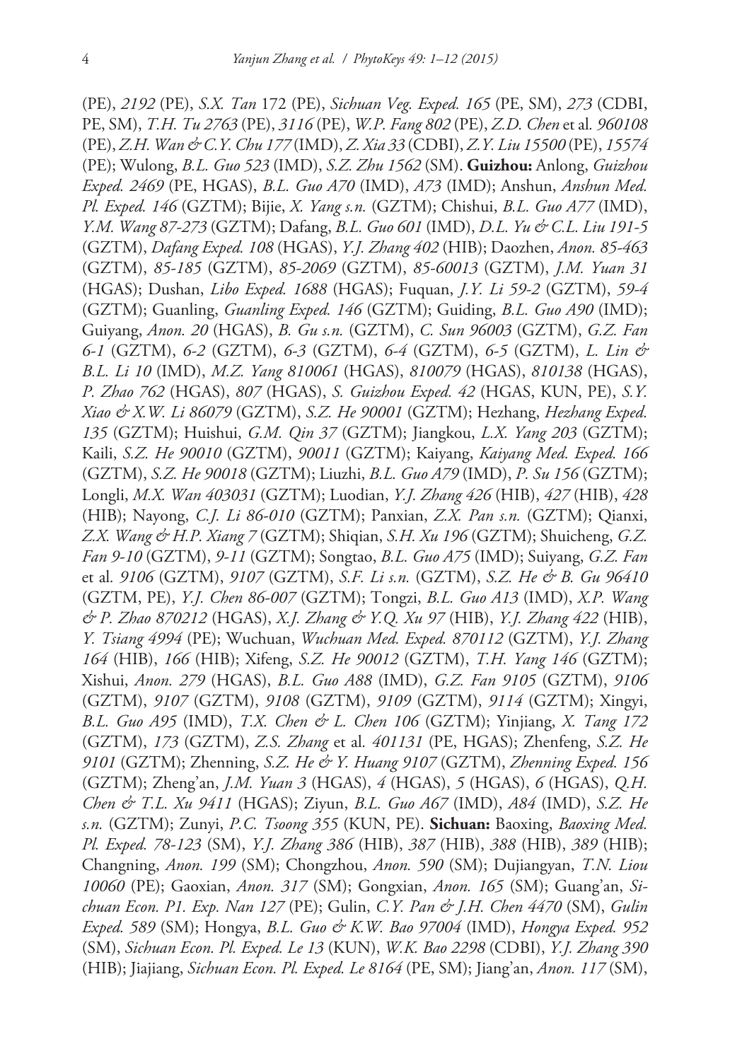(PE), *2192* (PE), *S.X. Tan* 172 (PE), *Sichuan Veg. Exped. 165* (PE, SM), *273* (CDBI, PE, SM), *T.H. Tu 2763* (PE), *3116* (PE), *W.P. Fang 802* (PE), *Z.D. Chen* et al. *960108* (PE), *Z.H. Wan & C.Y. Chu 177* (IMD), *Z. Xia 33* (CDBI), *Z.Y. Liu 15500* (PE), *15574* (PE); Wulong, *B.L. Guo 523* (IMD), *S.Z. Zhu 1562* (SM). **Guizhou:** Anlong, *Guizhou Exped. 2469* (PE, HGAS), *B.L. Guo A70* (IMD), *A73* (IMD); Anshun, *Anshun Med. Pl. Exped. 146* (GZTM); Bijie, *X. Yang s.n.* (GZTM); Chishui, *B.L. Guo A77* (IMD), *Y.M. Wang 87-273* (GZTM); Dafang, *B.L. Guo 601* (IMD), *D.L. Yu & C.L. Liu 191-5* (GZTM), *Dafang Exped. 108* (HGAS), *Y.J. Zhang 402* (HIB); Daozhen, *Anon. 85-463* (GZTM), *85-185* (GZTM), *85-2069* (GZTM), *85-60013* (GZTM), *J.M. Yuan 31* (HGAS); Dushan, *Libo Exped. 1688* (HGAS); Fuquan, *J.Y. Li 59-2* (GZTM), *59-4* (GZTM); Guanling, *Guanling Exped. 146* (GZTM); Guiding, *B.L. Guo A90* (IMD); Guiyang, *Anon. 20* (HGAS), *B. Gu s.n.* (GZTM), *C. Sun 96003* (GZTM), *G.Z. Fan 6-1* (GZTM), *6-2* (GZTM), *6-3* (GZTM), *6-4* (GZTM), *6-5* (GZTM), *L. Lin & B.L. Li 10* (IMD), *M.Z. Yang 810061* (HGAS), *810079* (HGAS), *810138* (HGAS), *P. Zhao 762* (HGAS), *807* (HGAS), *S. Guizhou Exped. 42* (HGAS, KUN, PE), *S.Y. Xiao & X.W. Li 86079* (GZTM), *S.Z. He 90001* (GZTM); Hezhang, *Hezhang Exped. 135* (GZTM); Huishui, *G.M. Qin 37* (GZTM); Jiangkou, *L.X. Yang 203* (GZTM); Kaili, *S.Z. He 90010* (GZTM), *90011* (GZTM); Kaiyang, *Kaiyang Med. Exped. 166* (GZTM), *S.Z. He 90018* (GZTM); Liuzhi, *B.L. Guo A79* (IMD), *P. Su 156* (GZTM); Longli, *M.X. Wan 403031* (GZTM); Luodian, *Y.J. Zhang 426* (HIB), *427* (HIB), *428* (HIB); Nayong, *C.J. Li 86-010* (GZTM); Panxian, *Z.X. Pan s.n.* (GZTM); Qianxi, *Z.X. Wang & H.P. Xiang 7* (GZTM); Shiqian, *S.H. Xu 196* (GZTM); Shuicheng, *G.Z. Fan 9-10* (GZTM), *9-11* (GZTM); Songtao, *B.L. Guo A75* (IMD); Suiyang, *G.Z. Fan* et al. *9106* (GZTM), *9107* (GZTM), *S.F. Li s.n.* (GZTM), *S.Z. He & B. Gu 96410* (GZTM, PE), *Y.J. Chen 86-007* (GZTM); Tongzi, *B.L. Guo A13* (IMD), *X.P. Wang & P. Zhao 870212* (HGAS), *X.J. Zhang & Y.Q. Xu 97* (HIB), *Y.J. Zhang 422* (HIB), *Y. Tsiang 4994* (PE); Wuchuan, *Wuchuan Med. Exped. 870112* (GZTM), *Y.J. Zhang 164* (HIB), *166* (HIB); Xifeng, *S.Z. He 90012* (GZTM), *T.H. Yang 146* (GZTM); Xishui, *Anon. 279* (HGAS), *B.L. Guo A88* (IMD), *G.Z. Fan 9105* (GZTM), *9106* (GZTM), *9107* (GZTM), *9108* (GZTM), *9109* (GZTM), *9114* (GZTM); Xingyi, *B.L. Guo A95* (IMD), *T.X. Chen & L. Chen 106* (GZTM); Yinjiang, *X. Tang 172* (GZTM), *173* (GZTM), *Z.S. Zhang* et al. *401131* (PE, HGAS); Zhenfeng, *S.Z. He 9101* (GZTM); Zhenning, *S.Z. He & Y. Huang 9107* (GZTM), *Zhenning Exped. 156* (GZTM); Zheng'an, *J.M. Yuan 3* (HGAS), *4* (HGAS), *5* (HGAS), *6* (HGAS), *Q.H. Chen & T.L. Xu 9411* (HGAS); Ziyun, *B.L. Guo A67* (IMD), *A84* (IMD), *S.Z. He s.n.* (GZTM); Zunyi, *P.C. Tsoong 355* (KUN, PE). **Sichuan:** Baoxing, *Baoxing Med. Pl. Exped. 78-123* (SM), *Y.J. Zhang 386* (HIB), *387* (HIB), *388* (HIB), *389* (HIB); Changning, *Anon. 199* (SM); Chongzhou, *Anon. 590* (SM); Dujiangyan, *T.N. Liou 10060* (PE); Gaoxian, *Anon. 317* (SM); Gongxian, *Anon. 165* (SM); Guang'an, *Sichuan Econ. P1. Exp. Nan 127* (PE); Gulin, *C.Y. Pan & J.H. Chen 4470* (SM), *Gulin Exped. 589* (SM); Hongya, *B.L. Guo & K.W. Bao 97004* (IMD), *Hongya Exped. 952* (SM), *Sichuan Econ. Pl. Exped. Le 13* (KUN), *W.K. Bao 2298* (CDBI), *Y.J. Zhang 390* (HIB); Jiajiang, *Sichuan Econ. Pl. Exped. Le 8164* (PE, SM); Jiang'an, *Anon. 117* (SM),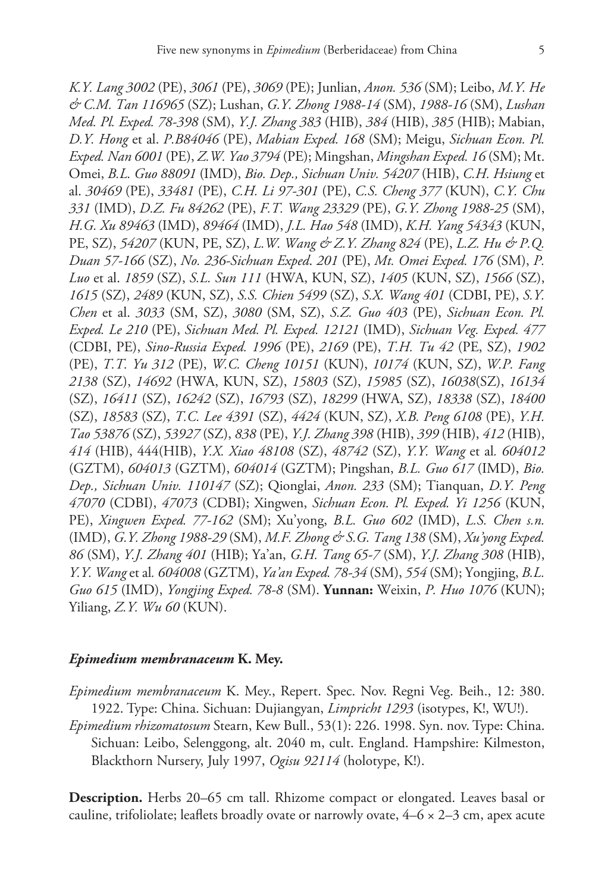*K.Y. Lang 3002* (PE), *3061* (PE), *3069* (PE); Junlian, *Anon. 536* (SM); Leibo, *M.Y. He & C.M. Tan 116965* (SZ); Lushan, *G.Y. Zhong 1988-14* (SM), *1988-16* (SM), *Lushan Med. Pl. Exped. 78-398* (SM), *Y.J. Zhang 383* (HIB), *384* (HIB), *385* (HIB); Mabian, *D.Y. Hong* et al. *P.B84046* (PE), *Mabian Exped. 168* (SM); Meigu, *Sichuan Econ. Pl. Exped. Nan 6001* (PE), *Z.W. Yao 3794* (PE); Mingshan, *Mingshan Exped. 16* (SM); Mt. Omei, *B.L. Guo 88091* (IMD), *Bio. Dep., Sichuan Univ. 54207* (HIB), *C.H. Hsiung* et al. *30469* (PE), *33481* (PE), *C.H. Li 97-301* (PE), *C.S. Cheng 377* (KUN), *C.Y. Chu 331* (IMD), *D.Z. Fu 84262* (PE), *F.T. Wang 23329* (PE), *G.Y. Zhong 1988-25* (SM), *H.G. Xu 89463* (IMD), *89464* (IMD), *J.L. Hao 548* (IMD), *K.H. Yang 54343* (KUN, PE, SZ), *54207* (KUN, PE, SZ), *L.W. Wang & Z.Y. Zhang 824* (PE), *L.Z. Hu & P.Q. Duan 57-166* (SZ), *No. 236-Sichuan Exped. 201* (PE), *Mt. Omei Exped. 176* (SM), *P. Luo* et al. *1859* (SZ), *S.L. Sun 111* (HWA, KUN, SZ), *1405* (KUN, SZ), *1566* (SZ), *1615* (SZ), *2489* (KUN, SZ), *S.S. Chien 5499* (SZ), *S.X. Wang 401* (CDBI, PE), *S.Y. Chen* et al. *3033* (SM, SZ), *3080* (SM, SZ), *S.Z. Guo 403* (PE), *Sichuan Econ. Pl. Exped. Le 210* (PE), *Sichuan Med. Pl. Exped. 12121* (IMD), *Sichuan Veg. Exped. 477* (CDBI, PE), *Sino-Russia Exped. 1996* (PE), *2169* (PE), *T.H. Tu 42* (PE, SZ), *1902* (PE), *T.T. Yu 312* (PE), *W.C. Cheng 10151* (KUN), *10174* (KUN, SZ), *W.P. Fang 2138* (SZ), *14692* (HWA, KUN, SZ), *15803* (SZ), *15985* (SZ), *16038*(SZ), *16134* (SZ), *16411* (SZ), *16242* (SZ), *16793* (SZ), *18299* (HWA, SZ), *18338* (SZ), *18400* (SZ), *18583* (SZ), *T.C. Lee 4391* (SZ), *4424* (KUN, SZ), *X.B. Peng 6108* (PE), *Y.H. Tao 53876* (SZ), *53927* (SZ), *838* (PE), *Y.J. Zhang 398* (HIB), *399* (HIB), *412* (HIB), *414* (HIB), 444(HIB), *Y.X. Xiao 48108* (SZ), *48742* (SZ), *Y.Y. Wang* et al. *604012* (GZTM), *604013* (GZTM), *604014* (GZTM); Pingshan, *B.L. Guo 617* (IMD), *Bio. Dep., Sichuan Univ. 110147* (SZ); Qionglai, *Anon. 233* (SM); Tianquan, *D.Y. Peng 47070* (CDBI), *47073* (CDBI); Xingwen, *Sichuan Econ. Pl. Exped. Yi 1256* (KUN, PE), *Xingwen Exped. 77-162* (SM); Xu'yong, *B.L. Guo 602* (IMD), *L.S. Chen s.n.* (IMD), *G.Y. Zhong 1988-29* (SM), *M.F. Zhong & S.G. Tang 138* (SM), *Xu'yong Exped. 86* (SM), *Y.J. Zhang 401* (HIB); Ya'an, *G.H. Tang 65-7* (SM), *Y.J. Zhang 308* (HIB), *Y.Y. Wang* et al. *604008* (GZTM), *Ya'an Exped. 78-34* (SM), *554* (SM); Yongjing, *B.L. Guo 615* (IMD), *Yongjing Exped. 78-8* (SM). **Yunnan:** Weixin, *P. Huo 1076* (KUN); Yiliang, *Z.Y. Wu 60* (KUN).

### *Epimedium membranaceum* K. Mey.

*Epimedium membranaceum* K. Mey., Repert. Spec. Nov. Regni Veg. Beih., 12: 380. 1922. Type: China. Sichuan: Dujiangyan, *Limpricht 1293* (isotypes, K!, WU!).

*Epimedium rhizomatosum* Stearn, Kew Bull., 53(1): 226. 1998. Syn. nov. Type: China. Sichuan: Leibo, Selenggong, alt. 2040 m, cult. England. Hampshire: Kilmeston, Blackthorn Nursery, July 1997, *Ogisu 92114* (holotype, K!).

**Description.** Herbs 20–65 cm tall. Rhizome compact or elongated. Leaves basal or cauline, trifoliolate; leaflets broadly ovate or narrowly ovate, 4–6 × 2–3 cm, apex acute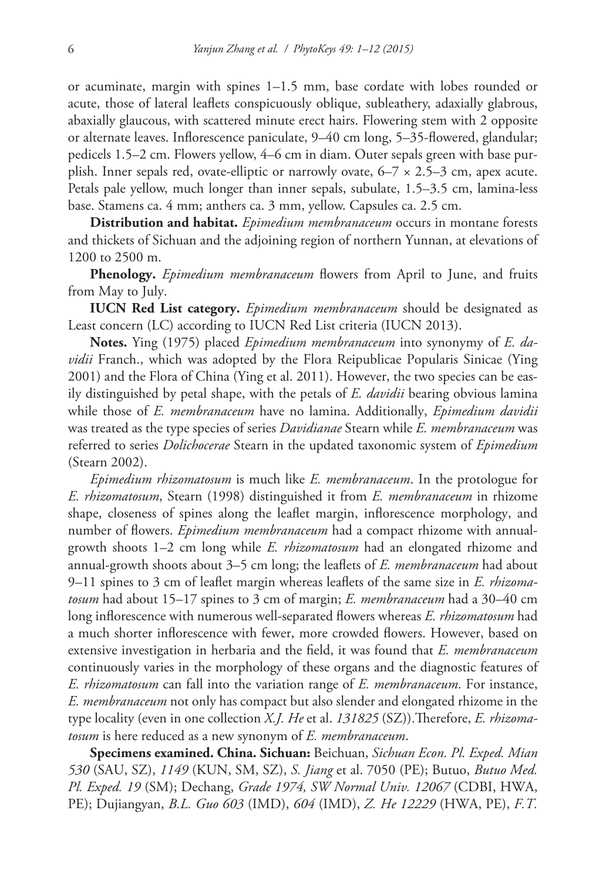or acuminate, margin with spines 1–1.5 mm, base cordate with lobes rounded or acute, those of lateral leaflets conspicuously oblique, subleathery, adaxially glabrous, abaxially glaucous, with scattered minute erect hairs. Flowering stem with 2 opposite or alternate leaves. Inflorescence paniculate, 9–40 cm long, 5–35-flowered, glandular; pedicels 1.5–2 cm. Flowers yellow, 4–6 cm in diam. Outer sepals green with base purplish. Inner sepals red, ovate-elliptic or narrowly ovate, 6–7 × 2.5–3 cm, apex acute. Petals pale yellow, much longer than inner sepals, subulate, 1.5–3.5 cm, lamina-less base. Stamens ca. 4 mm; anthers ca. 3 mm, yellow. Capsules ca. 2.5 cm.

**Distribution and habitat.** *Epimedium membranaceum* occurs in montane forests and thickets of Sichuan and the adjoining region of northern Yunnan, at elevations of 1200 to 2500 m.

**Phenology.** *Epimedium membranaceum* flowers from April to June, and fruits from May to July.

**IUCN Red List category.** *Epimedium membranaceum* should be designated as Least concern (LC) according to IUCN Red List criteria (IUCN 2013).

**Notes.** Ying (1975) placed *Epimedium membranaceum* into synonymy of *E. davidii* Franch., which was adopted by the Flora Reipublicae Popularis Sinicae (Ying 2001) and the Flora of China (Ying et al. 2011). However, the two species can be easily distinguished by petal shape, with the petals of *E. davidii* bearing obvious lamina while those of *E. membranaceum* have no lamina. Additionally, *Epimedium davidii* was treated as the type species of series *Davidianae* Stearn while *E. membranaceum* was referred to series *Dolichocerae* Stearn in the updated taxonomic system of *Epimedium* (Stearn 2002).

*Epimedium rhizomatosum* is much like *E. membranaceum*. In the protologue for *E. rhizomatosum*, Stearn (1998) distinguished it from *E. membranaceum* in rhizome shape, closeness of spines along the leaflet margin, inflorescence morphology, and number of flowers. *Epimedium membranaceum* had a compact rhizome with annual-growth shoots 1–2 cm long while *E. rhizomatosum* had an elongated rhizome and annual-growth shoots about 3–5 cm long; the leaflets of *E. membranaceum* had about 9–11 spines to 3 cm of leaflet margin whereas leaflets of the same size in *E. rhizomatosum* had about 15–17 spines to 3 cm of margin; *E. membranaceum* had a 30–40 cm long inflorescence with numerous well-separated flowers whereas *E. rhizomatosum* had a much shorter inflorescence with fewer, more crowded flowers. However, based on extensive investigation in herbaria and the field, it was found that *E. membranaceum* continuously varies in the morphology of these organs and the diagnostic features of *E. rhizomatosum* can fall into the variation range of *E. membranaceum*. For instance, *E. membranaceum* not only has compact but also slender and elongated rhizome in the type locality (even in one collection *X.J. He* et al. *131825* (SZ)).Therefore, *E. rhizomatosum* is here reduced as a new synonym of *E. membranaceum*.

**Specimens examined. China. Sichuan:** Beichuan, *Sichuan Econ. Pl. Exped. Mian 530* (SAU, SZ), *1149* (KUN, SM, SZ), *S. Jiang* et al. 7050 (PE); Butuo, *Butuo Med. Pl. Exped. 19* (SM); Dechang, *Grade 1974, SW Normal Univ. 12067* (CDBI, HWA, PE); Dujiangyan, *B.L. Guo 603* (IMD), *604* (IMD), *Z. He 12229* (HWA, PE), *F.T.*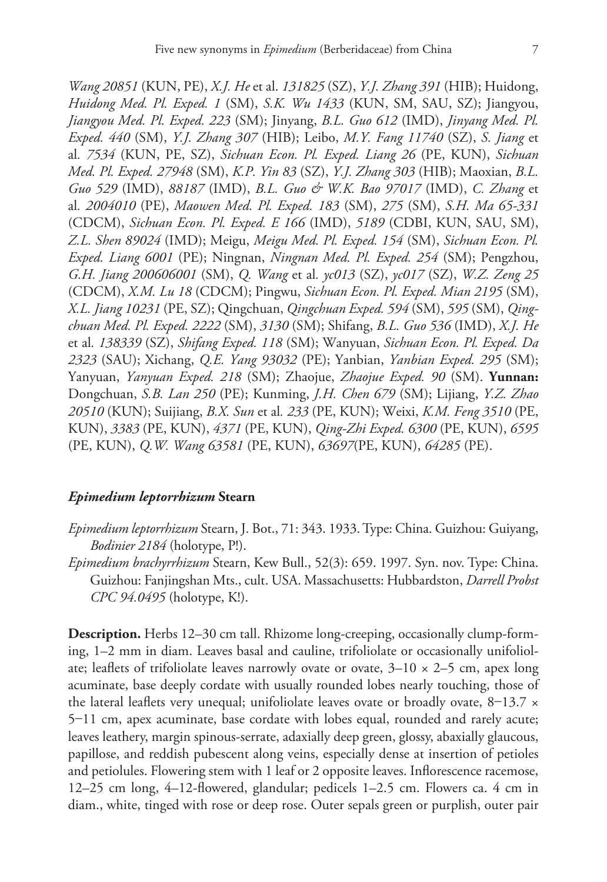*Wang 20851* (KUN, PE), *X.J. He* et al. *131825* (SZ), *Y.J. Zhang 391* (HIB); Huidong, *Huidong Med. Pl. Exped. 1* (SM), *S.K. Wu 1433* (KUN, SM, SAU, SZ); Jiangyou, *Jiangyou Med. Pl. Exped. 223* (SM); Jinyang, *B.L. Guo 612* (IMD), *Jinyang Med. Pl. Exped. 440* (SM), *Y.J. Zhang 307* (HIB); Leibo, *M.Y. Fang 11740* (SZ), *S. Jiang* et al. *7534* (KUN, PE, SZ), *Sichuan Econ. Pl. Exped. Liang 26* (PE, KUN), *Sichuan Med. Pl. Exped. 27948* (SM), *K.P. Yin 83* (SZ), *Y.J. Zhang 303* (HIB); Maoxian, *B.L. Guo 529* (IMD), *88187* (IMD), *B.L. Guo & W.K. Bao 97017* (IMD), *C. Zhang* et al. *2004010* (PE), *Maowen Med. Pl. Exped. 183* (SM), *275* (SM), *S.H. Ma 65-331* (CDCM), *Sichuan Econ. Pl. Exped. E 166* (IMD), *5189* (CDBI, KUN, SAU, SM), *Z.L. Shen 89024* (IMD); Meigu, *Meigu Med. Pl. Exped. 154* (SM), *Sichuan Econ. Pl. Exped. Liang 6001* (PE); Ningnan, *Ningnan Med. Pl. Exped. 254* (SM); Pengzhou, *G.H. Jiang 200606001* (SM), *Q. Wang* et al. *yc013* (SZ), *yc017* (SZ), *W.Z. Zeng 25* (CDCM), *X.M. Lu 18* (CDCM); Pingwu, *Sichuan Econ. Pl. Exped. Mian 2195* (SM), *X.L. Jiang 10231* (PE, SZ); Qingchuan, *Qingchuan Exped. 594* (SM), *595* (SM), *Qingchuan Med. Pl. Exped. 2222* (SM), *3130* (SM); Shifang, *B.L. Guo 536* (IMD), *X.J. He* et al. *138339* (SZ), *Shifang Exped. 118* (SM); Wanyuan, *Sichuan Econ. Pl. Exped. Da 2323* (SAU); Xichang, *Q.E. Yang 93032* (PE); Yanbian, *Yanbian Exped. 295* (SM); Yanyuan, *Yanyuan Exped. 218* (SM); Zhaojue, *Zhaojue Exped. 90* (SM). **Yunnan:** Dongchuan, *S.B. Lan 250* (PE); Kunming, *J.H. Chen 679* (SM); Lijiang, *Y.Z. Zhao 20510* (KUN); Suijiang, *B.X. Sun* et al. *233* (PE, KUN); Weixi, *K.M. Feng 3510* (PE, KUN), *3383* (PE, KUN), *4371* (PE, KUN), *Qing-Zhi Exped. 6300* (PE, KUN), *6595* (PE, KUN), *Q.W. Wang 63581* (PE, KUN), *63697*(PE, KUN), *64285* (PE).

### *Epimedium leptorrhizum* Stearn

*Epimedium leptorrhizum* Stearn, J. Bot., 71: 343. 1933. Type: China. Guizhou: Guiyang, *Bodinier 2184* (holotype, P!).

*Epimedium brachyrrhizum* Stearn, Kew Bull., 52(3): 659. 1997. Syn. nov. Type: China. Guizhou: Fanjingshan Mts., cult. USA. Massachusetts: Hubbardston, *Darrell Probst CPC 94.0495* (holotype, K!).

**Description.** Herbs 12–30 cm tall. Rhizome long-creeping, occasionally clump-forming, 1–2 mm in diam. Leaves basal and cauline, trifoliolate or occasionally unifoliolate; leaflets of trifoliolate leaves narrowly ovate or ovate, 3–10 × 2–5 cm, apex long acuminate, base deeply cordate with usually rounded lobes nearly touching, those of the lateral leaflets very unequal; unifoliolate leaves ovate or broadly ovate, 8−13.7 × 5−11 cm, apex acuminate, base cordate with lobes equal, rounded and rarely acute; leaves leathery, margin spinous-serrate, adaxially deep green, glossy, abaxially glaucous, papillose, and reddish pubescent along veins, especially dense at insertion of petioles and petiolules. Flowering stem with 1 leaf or 2 opposite leaves. Inflorescence racemose, 12–25 cm long, 4–12-flowered, glandular; pedicels 1–2.5 cm. Flowers ca. 4 cm in diam., white, tinged with rose or deep rose. Outer sepals green or purplish, outer pair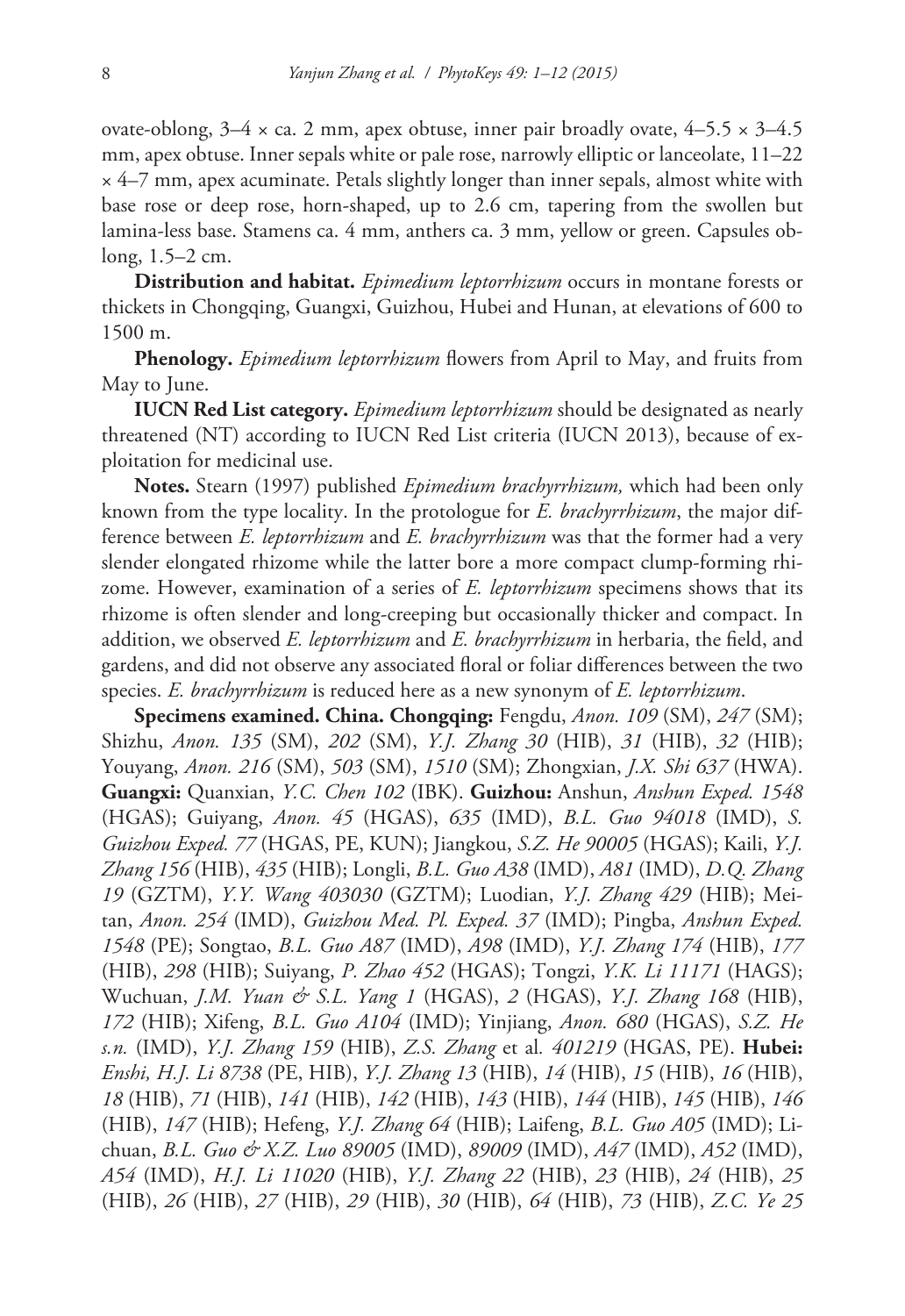ovate-oblong, 3–4 × ca. 2 mm, apex obtuse, inner pair broadly ovate, 4–5.5 × 3–4.5 mm, apex obtuse. Inner sepals white or pale rose, narrowly elliptic or lanceolate, 11–22 × 4–7 mm, apex acuminate. Petals slightly longer than inner sepals, almost white with base rose or deep rose, horn-shaped, up to 2.6 cm, tapering from the swollen but lamina-less base. Stamens ca. 4 mm, anthers ca. 3 mm, yellow or green. Capsules oblong, 1.5–2 cm.

**Distribution and habitat.** *Epimedium leptorrhizum* occurs in montane forests or thickets in Chongqing, Guangxi, Guizhou, Hubei and Hunan, at elevations of 600 to 1500 m.

**Phenology.** *Epimedium leptorrhizum* flowers from April to May, and fruits from May to June.

**IUCN Red List category.** *Epimedium leptorrhizum* should be designated as nearly threatened (NT) according to IUCN Red List criteria (IUCN 2013), because of exploitation for medicinal use.

**Notes.** Stearn (1997) published *Epimedium brachyrrhizum,* which had been only known from the type locality. In the protologue for *E. brachyrrhizum*, the major difference between *E. leptorrhizum* and *E. brachyrrhizum* was that the former had a very slender elongated rhizome while the latter bore a more compact clump-forming rhizome. However, examination of a series of *E. leptorrhizum* specimens shows that its rhizome is often slender and long-creeping but occasionally thicker and compact. In addition, we observed *E. leptorrhizum* and *E. brachyrrhizum* in herbaria, the field, and gardens, and did not observe any associated floral or foliar differences between the two species. *E. brachyrrhizum* is reduced here as a new synonym of *E. leptorrhizum*.

**Specimens examined. China. Chongqing:** Fengdu, *Anon. 109* (SM), *247* (SM); Shizhu, *Anon. 135* (SM), *202* (SM), *Y.J. Zhang 30* (HIB), *31* (HIB), *32* (HIB); Youyang, *Anon. 216* (SM), *503* (SM), *1510* (SM); Zhongxian, *J.X. Shi 637* (HWA). **Guangxi:** Quanxian, *Y.C. Chen 102* (IBK). **Guizhou:** Anshun, *Anshun Exped. 1548* (HGAS); Guiyang, *Anon. 45* (HGAS), *635* (IMD), *B.L. Guo 94018* (IMD), *S. Guizhou Exped. 77* (HGAS, PE, KUN); Jiangkou, *S.Z. He 90005* (HGAS); Kaili, *Y.J. Zhang 156* (HIB), *435* (HIB); Longli, *B.L. Guo A38* (IMD), *A81* (IMD), *D.Q. Zhang 19* (GZTM), *Y.Y. Wang 403030* (GZTM); Luodian, *Y.J. Zhang 429* (HIB); Meitan, *Anon. 254* (IMD), *Guizhou Med. Pl. Exped. 37* (IMD); Pingba, *Anshun Exped. 1548* (PE); Songtao, *B.L. Guo A87* (IMD), *A98* (IMD), *Y.J. Zhang 174* (HIB), *177* (HIB), *298* (HIB); Suiyang, *P. Zhao 452* (HGAS); Tongzi, *Y.K. Li 11171* (HAGS); Wuchuan, *J.M. Yuan & S.L. Yang 1* (HGAS), *2* (HGAS), *Y.J. Zhang 168* (HIB), *172* (HIB); Xifeng, *B.L. Guo A104* (IMD); Yinjiang, *Anon. 680* (HGAS), *S.Z. He s.n.* (IMD), *Y.J. Zhang 159* (HIB), *Z.S. Zhang* et al. *401219* (HGAS, PE). **Hubei:** *Enshi, H.J. Li 8738* (PE, HIB), *Y.J. Zhang 13* (HIB), *14* (HIB), *15* (HIB), *16* (HIB), *18* (HIB), *71* (HIB), *141* (HIB), *142* (HIB), *143* (HIB), *144* (HIB), *145* (HIB), *146* (HIB), *147* (HIB); Hefeng, *Y.J. Zhang 64* (HIB); Laifeng, *B.L. Guo A05* (IMD); Lichuan, *B.L. Guo & X.Z. Luo 89005* (IMD), *89009* (IMD), *A47* (IMD), *A52* (IMD), *A54* (IMD), *H.J. Li 11020* (HIB), *Y.J. Zhang 22* (HIB), *23* (HIB), *24* (HIB), *25* (HIB), *26* (HIB), *27* (HIB), *29* (HIB), *30* (HIB), *64* (HIB), *73* (HIB), *Z.C. Ye 25*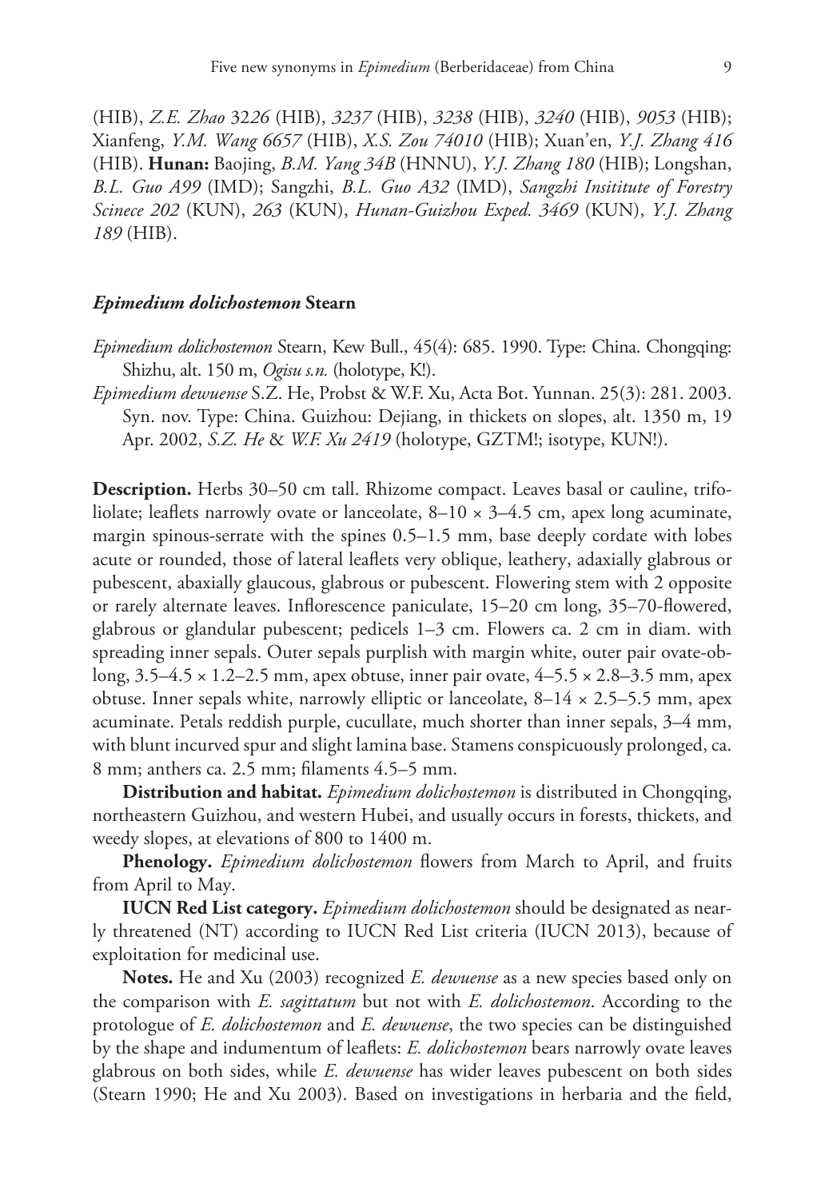(HIB), *Z.E. Zhao 3226* (HIB), *3237* (HIB), *3238* (HIB), *3240* (HIB), *9053* (HIB); Xianfeng, *Y.M. Wang 6657* (HIB), *X.S. Zou 74010* (HIB); Xuan'en, *Y.J. Zhang 416* (HIB). **Hunan:** Baojing, *B.M. Yang 34B* (HNNU), *Y.J. Zhang 180* (HIB); Longshan, *B.L. Guo A99* (IMD); Sangzhi, *B.L. Guo A32* (IMD), *Sangzhi Insititute of Forestry Scinece 202* (KUN), *263* (KUN), *Hunan-Guizhou Exped. 3469* (KUN), *Y.J. Zhang 189* (HIB).

### *Epimedium dolichostemon* Stearn

*Epimedium dolichostemon* Stearn, Kew Bull., 45(4): 685. 1990. Type: China. Chongqing: Shizhu, alt. 150 m, *Ogisu s.n.* (holotype, K!).

*Epimedium dewuense* S.Z. He, Probst & W.F. Xu, Acta Bot. Yunnan. 25(3): 281. 2003. Syn. nov. Type: China. Guizhou: Dejiang, in thickets on slopes, alt. 1350 m, 19 Apr. 2002, *S.Z. He* & *W.F. Xu 2419* (holotype, GZTM!; isotype, KUN!).

**Description.** Herbs 30–50 cm tall. Rhizome compact. Leaves basal or cauline, trifoliolate; leaflets narrowly ovate or lanceolate, 8–10 × 3–4.5 cm, apex long acuminate, margin spinous-serrate with the spines 0.5–1.5 mm, base deeply cordate with lobes acute or rounded, those of lateral leaflets very oblique, leathery, adaxially glabrous or pubescent, abaxially glaucous, glabrous or pubescent. Flowering stem with 2 opposite or rarely alternate leaves. Inflorescence paniculate, 15–20 cm long, 35–70-flowered, glabrous or glandular pubescent; pedicels 1–3 cm. Flowers ca. 2 cm in diam. with spreading inner sepals. Outer sepals purplish with margin white, outer pair ovate-oblong, 3.5–4.5 × 1.2–2.5 mm, apex obtuse, inner pair ovate, 4–5.5 × 2.8–3.5 mm, apex obtuse. Inner sepals white, narrowly elliptic or lanceolate, 8–14 × 2.5–5.5 mm, apex acuminate. Petals reddish purple, cucullate, much shorter than inner sepals, 3–4 mm, with blunt incurved spur and slight lamina base. Stamens conspicuously prolonged, ca. 8 mm; anthers ca. 2.5 mm; filaments 4.5–5 mm.

**Distribution and habitat.** *Epimedium dolichostemon* is distributed in Chongqing, northeastern Guizhou, and western Hubei, and usually occurs in forests, thickets, and weedy slopes, at elevations of 800 to 1400 m.

**Phenology.** *Epimedium dolichostemon* flowers from March to April, and fruits from April to May.

**IUCN Red List category.** *Epimedium dolichostemon* should be designated as nearly threatened (NT) according to IUCN Red List criteria (IUCN 2013), because of exploitation for medicinal use.

**Notes.** He and Xu (2003) recognized *E. dewuense* as a new species based only on the comparison with *E. sagittatum* but not with *E. dolichostemon*. According to the protologue of *E. dolichostemon* and *E. dewuense*, the two species can be distinguished by the shape and indumentum of leaflets: *E. dolichostemon* bears narrowly ovate leaves glabrous on both sides, while *E. dewuense* has wider leaves pubescent on both sides (Stearn 1990; He and Xu 2003). Based on investigations in herbaria and the field,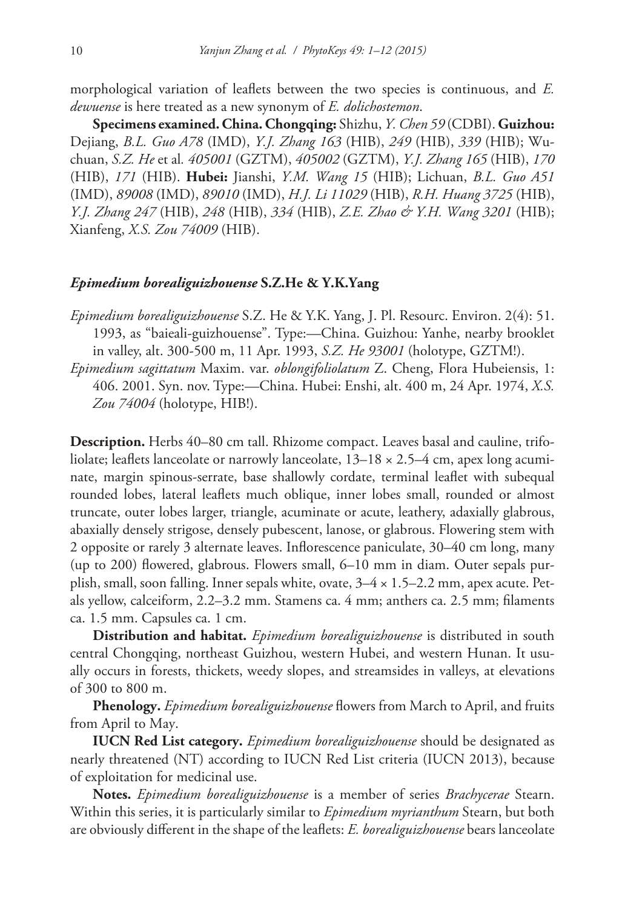morphological variation of leaflets between the two species is continuous, and *E. dewuense* is here treated as a new synonym of *E. dolichostemon*.

**Specimens examined. China. Chongqing:** Shizhu, *Y. Chen 59* (CDBI). **Guizhou:** Dejiang, *B.L. Guo A78* (IMD), *Y.J. Zhang 163* (HIB), *249* (HIB), *339* (HIB); Wuchuan, *S.Z. He* et al. *405001* (GZTM), *405002* (GZTM), *Y.J. Zhang 165* (HIB), *170* (HIB), *171* (HIB). **Hubei:** Jianshi, *Y.M. Wang 15* (HIB); Lichuan, *B.L. Guo A51* (IMD), *89008* (IMD), *89010* (IMD), *H.J. Li 11029* (HIB), *R.H. Huang 3725* (HIB), *Y.J. Zhang 247* (HIB), *248* (HIB), *334* (HIB), *Z.E. Zhao & Y.H. Wang 3201* (HIB); Xianfeng, *X.S. Zou 74009* (HIB).

### *Epimedium borealiguizhouense* S.Z.He & Y.K.Yang

*Epimedium borealiguizhouense* S.Z. He & Y.K. Yang, J. Pl. Resourc. Environ. 2(4): 51. 1993, as "baieali-guizhouense". Type:—China. Guizhou: Yanhe, nearby brooklet in valley, alt. 300-500 m, 11 Apr. 1993, *S.Z. He 93001* (holotype, GZTM!).

*Epimedium sagittatum* Maxim. var. *oblongifoliolatum* Z. Cheng, Flora Hubeiensis, 1: 406. 2001. Syn. nov. Type:—China. Hubei: Enshi, alt. 400 m, 24 Apr. 1974, *X.S. Zou 74004* (holotype, HIB!).

**Description.** Herbs 40–80 cm tall. Rhizome compact. Leaves basal and cauline, trifoliolate; leaflets lanceolate or narrowly lanceolate, 13–18 × 2.5–4 cm, apex long acuminate, margin spinous-serrate, base shallowly cordate, terminal leaflet with subequal rounded lobes, lateral leaflets much oblique, inner lobes small, rounded or almost truncate, outer lobes larger, triangle, acuminate or acute, leathery, adaxially glabrous, abaxially densely strigose, densely pubescent, lanose, or glabrous. Flowering stem with 2 opposite or rarely 3 alternate leaves. Inflorescence paniculate, 30–40 cm long, many (up to 200) flowered, glabrous. Flowers small, 6–10 mm in diam. Outer sepals purplish, small, soon falling. Inner sepals white, ovate, 3–4 × 1.5–2.2 mm, apex acute. Petals yellow, calceiform, 2.2–3.2 mm. Stamens ca. 4 mm; anthers ca. 2.5 mm; filaments ca. 1.5 mm. Capsules ca. 1 cm.

**Distribution and habitat.** *Epimedium borealiguizhouense* is distributed in south central Chongqing, northeast Guizhou, western Hubei, and western Hunan. It usually occurs in forests, thickets, weedy slopes, and streamsides in valleys, at elevations of 300 to 800 m.

**Phenology.** *Epimedium borealiguizhouense* flowers from March to April, and fruits from April to May.

**IUCN Red List category.** *Epimedium borealiguizhouense* should be designated as nearly threatened (NT) according to IUCN Red List criteria (IUCN 2013), because of exploitation for medicinal use.

**Notes.** *Epimedium borealiguizhouense* is a member of series *Brachycerae* Stearn. Within this series, it is particularly similar to *Epimedium myrianthum* Stearn, but both are obviously different in the shape of the leaflets: *E. borealiguizhouense* bears lanceolate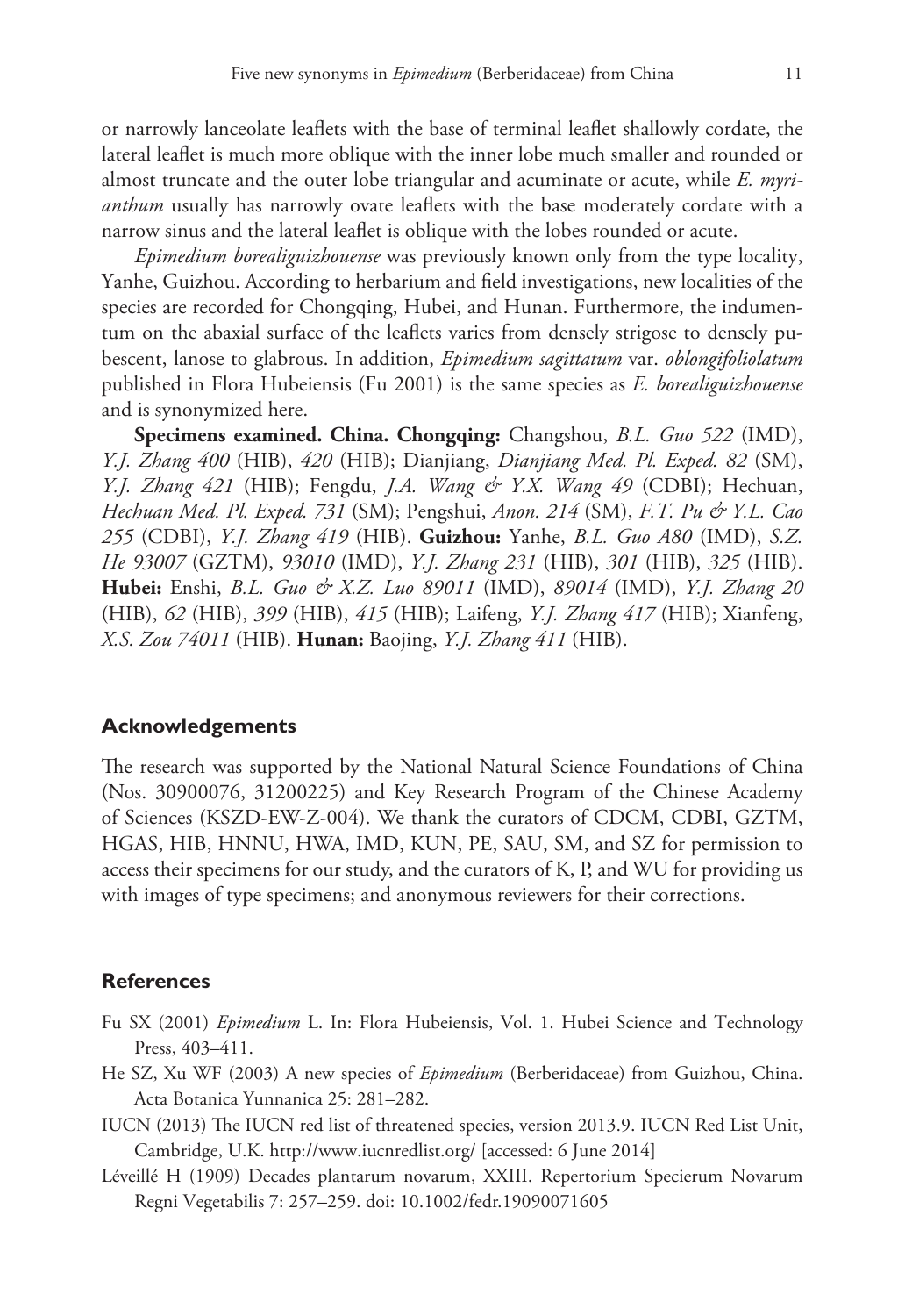or narrowly lanceolate leaflets with the base of terminal leaflet shallowly cordate, the lateral leaflet is much more oblique with the inner lobe much smaller and rounded or almost truncate and the outer lobe triangular and acuminate or acute, while *E. myrianthum* usually has narrowly ovate leaflets with the base moderately cordate with a narrow sinus and the lateral leaflet is oblique with the lobes rounded or acute.

*Epimedium borealiguizhouense* was previously known only from the type locality, Yanhe, Guizhou. According to herbarium and field investigations, new localities of the species are recorded for Chongqing, Hubei, and Hunan. Furthermore, the indumentum on the abaxial surface of the leaflets varies from densely strigose to densely pubescent, lanose to glabrous. In addition, *Epimedium sagittatum* var. *oblongifoliolatum* published in Flora Hubeiensis (Fu 2001) is the same species as *E. borealiguizhouense* and is synonymized here.

**Specimens examined. China. Chongqing:** Changshou, *B.L. Guo 522* (IMD), *Y.J. Zhang 400* (HIB), *420* (HIB); Dianjiang, *Dianjiang Med. Pl. Exped. 82* (SM), *Y.J. Zhang 421* (HIB); Fengdu, *J.A. Wang & Y.X. Wang 49* (CDBI); Hechuan, *Hechuan Med. Pl. Exped. 731* (SM); Pengshui, *Anon. 214* (SM), *F.T. Pu & Y.L. Cao 255* (CDBI), *Y.J. Zhang 419* (HIB). **Guizhou:** Yanhe, *B.L. Guo A80* (IMD), *S.Z. He 93007* (GZTM), *93010* (IMD), *Y.J. Zhang 231* (HIB), *301* (HIB), *325* (HIB). **Hubei:** Enshi, *B.L. Guo & X.Z. Luo 89011* (IMD), *89014* (IMD), *Y.J. Zhang 20* (HIB), *62* (HIB), *399* (HIB), *415* (HIB); Laifeng, *Y.J. Zhang 417* (HIB); Xianfeng, *X.S. Zou 74011* (HIB). **Hunan:** Baojing, *Y.J. Zhang 411* (HIB).

## Acknowledgements

The research was supported by the National Natural Science Foundations of China (Nos. 30900076, 31200225) and Key Research Program of the Chinese Academy of Sciences (KSZD-EW-Z-004). We thank the curators of CDCM, CDBI, GZTM, HGAS, HIB, HNNU, HWA, IMD, KUN, PE, SAU, SM, and SZ for permission to access their specimens for our study, and the curators of K, P, and WU for providing us with images of type specimens; and anonymous reviewers for their corrections.

## References

- Fu SX (2001) *Epimedium* L. In: Flora Hubeiensis, Vol. 1. Hubei Science and Technology Press, 403–411.
- He SZ, Xu WF (2003) A new species of *Epimedium* (Berberidaceae) from Guizhou, China. Acta Botanica Yunnanica 25: 281–282.
- IUCN (2013) The IUCN red list of threatened species, version 2013.9. IUCN Red List Unit, Cambridge, U.K. http://www.iucnredlist.org/ [accessed: 6 June 2014]
- Léveillé H (1909) Decades plantarum novarum, XXIII. Repertorium Specierum Novarum Regni Vegetabilis 7: 257–259. doi: 10.1002/fedr.19090071605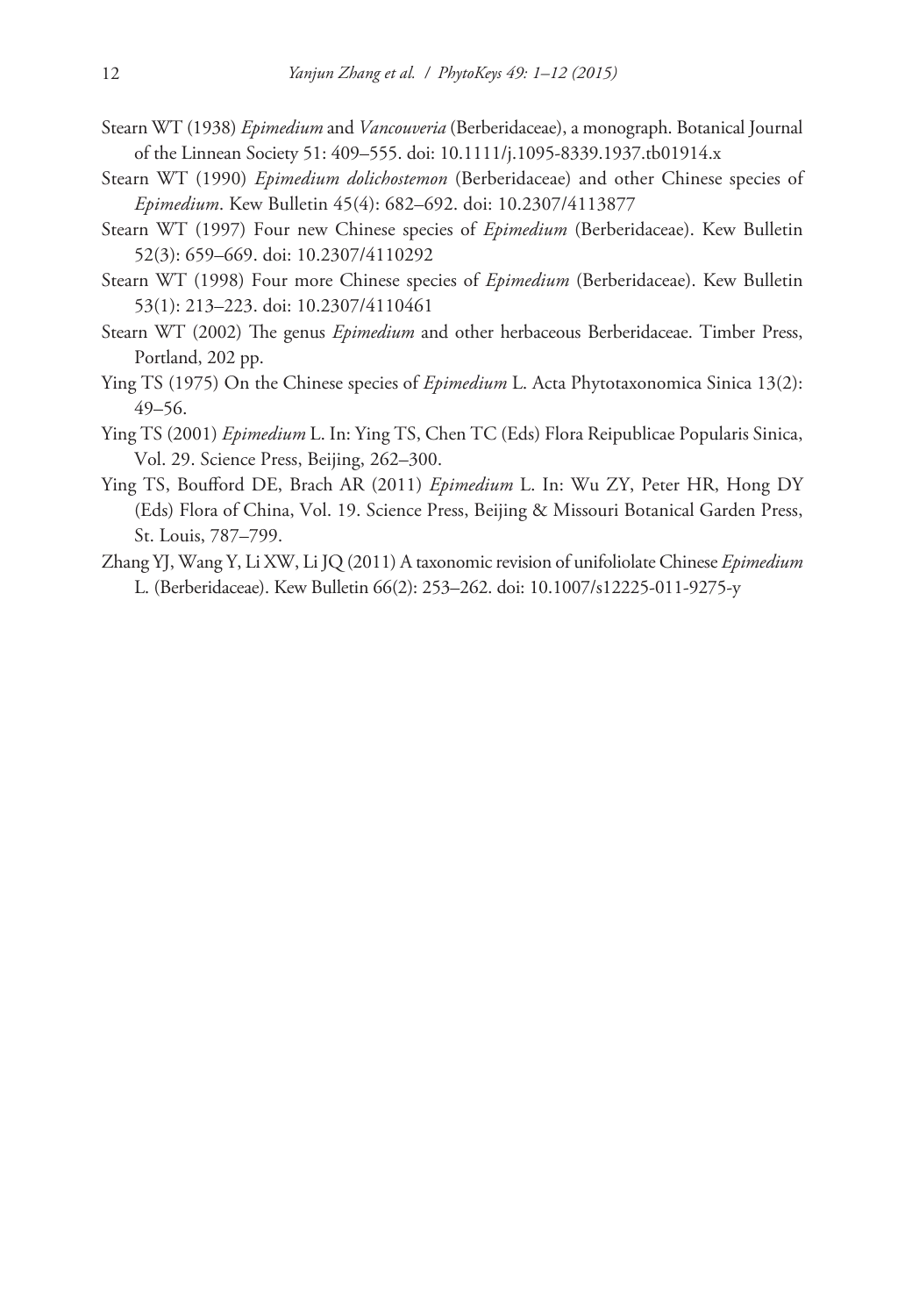Stearn WT (1938) *Epimedium* and *Vancouveria* (Berberidaceae), a monograph. Botanical Journal of the Linnean Society 51: 409–555. doi: 10.1111/j.1095-8339.1937.tb01914.x

Stearn WT (1990) *Epimedium dolichostemon* (Berberidaceae) and other Chinese species of *Epimedium*. Kew Bulletin 45(4): 682–692. doi: 10.2307/4113877

Stearn WT (1997) Four new Chinese species of *Epimedium* (Berberidaceae). Kew Bulletin 52(3): 659–669. doi: 10.2307/4110292

Stearn WT (1998) Four more Chinese species of *Epimedium* (Berberidaceae). Kew Bulletin 53(1): 213–223. doi: 10.2307/4110461

Stearn WT (2002) The genus *Epimedium* and other herbaceous Berberidaceae. Timber Press, Portland, 202 pp.

Ying TS (1975) On the Chinese species of *Epimedium* L. Acta Phytotaxonomica Sinica 13(2): 49–56.

Ying TS (2001) *Epimedium* L. In: Ying TS, Chen TC (Eds) Flora Reipublicae Popularis Sinica, Vol. 29. Science Press, Beijing, 262–300.

Ying TS, Boufford DE, Brach AR (2011) *Epimedium* L. In: Wu ZY, Peter HR, Hong DY (Eds) Flora of China, Vol. 19. Science Press, Beijing & Missouri Botanical Garden Press, St. Louis, 787–799.

Zhang YJ, Wang Y, Li XW, Li JQ (2011) A taxonomic revision of unifoliolate Chinese *Epimedium* L. (Berberidaceae). Kew Bulletin 66(2): 253–262. doi: 10.1007/s12225-011-9275-y